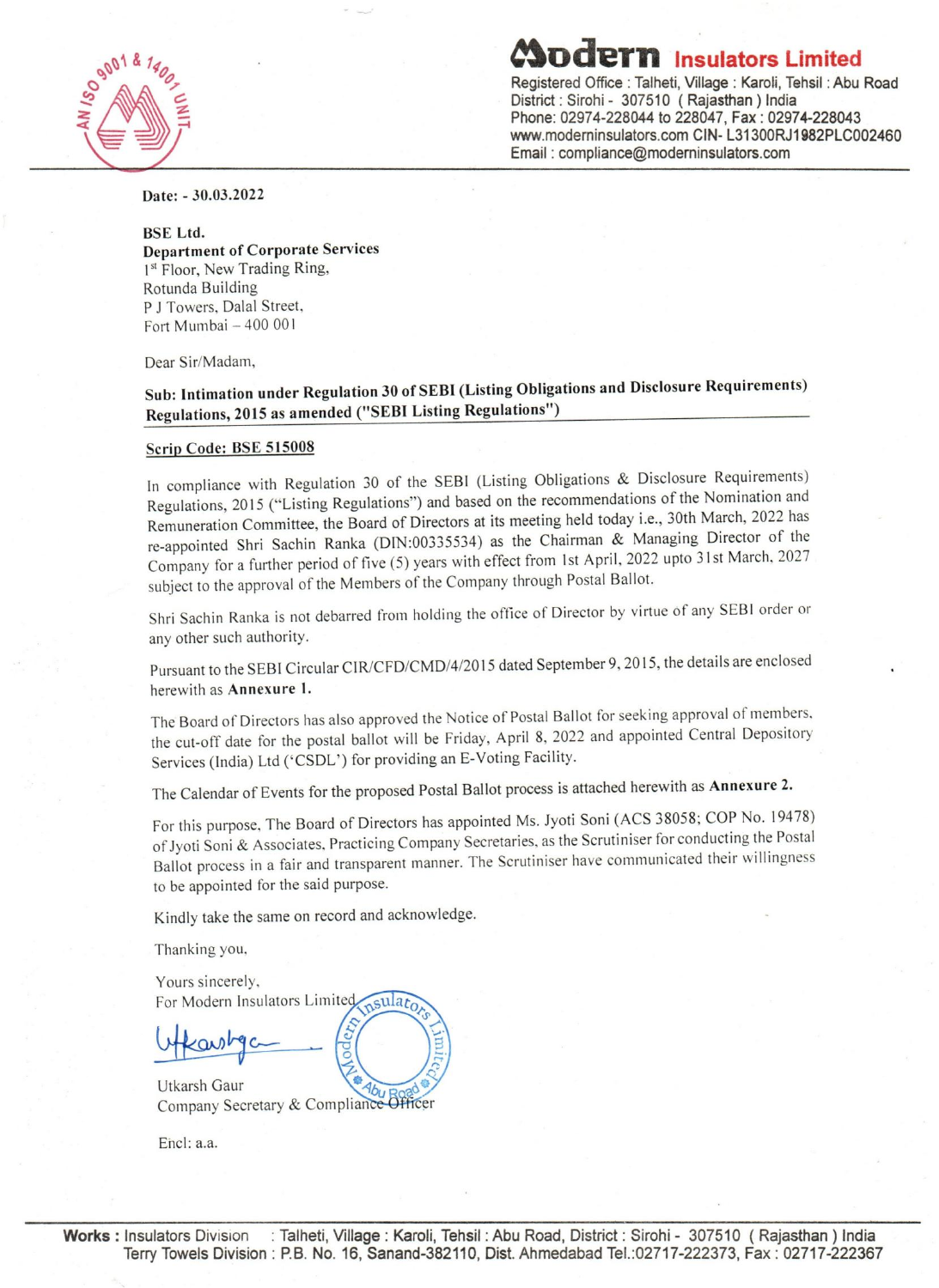# Modern Insulators Limited

Registered Office : Talheti, Village : Karoli, Tehsil : Abu Road
District : Sirohi - 307510 ( Rajasthan ) India
Phone: 02974-228044 to 228047, Fax : 02974-228043
www.moderninsulators.com CIN- L31300RJ1982PLC002460
Email : compliance@moderninsulators.com

**Date: - 30.03.2022**

**BSE Ltd.**
**Department of Corporate Services**
1st Floor, New Trading Ring,
Rotunda Building
P J Towers, Dalal Street,
Fort Mumbai – 400 001

Dear Sir/Madam,

**Sub: Intimation under Regulation 30 of SEBI (Listing Obligations and Disclosure Requirements) Regulations, 2015 as amended ("SEBI Listing Regulations")**

**Scrip Code: BSE 515008**

In compliance with Regulation 30 of the SEBI (Listing Obligations & Disclosure Requirements) Regulations, 2015 ("Listing Regulations") and based on the recommendations of the Nomination and Remuneration Committee, the Board of Directors at its meeting held today i.e., 30th March, 2022 has re-appointed Shri Sachin Ranka (DIN:00335534) as the Chairman & Managing Director of the Company for a further period of five (5) years with effect from 1st April, 2022 upto 31st March, 2027 subject to the approval of the Members of the Company through Postal Ballot.

Shri Sachin Ranka is not debarred from holding the office of Director by virtue of any SEBI order or any other such authority.

Pursuant to the SEBI Circular CIR/CFD/CMD/4/2015 dated September 9, 2015, the details are enclosed herewith as **Annexure 1.**

The Board of Directors has also approved the Notice of Postal Ballot for seeking approval of members, the cut-off date for the postal ballot will be Friday, April 8, 2022 and appointed Central Depository Services (India) Ltd ('CSDL') for providing an E-Voting Facility.

The Calendar of Events for the proposed Postal Ballot process is attached herewith as **Annexure 2.**

For this purpose, The Board of Directors has appointed Ms. Jyoti Soni (ACS 38058; COP No. 19478) of Jyoti Soni & Associates, Practicing Company Secretaries, as the Scrutiniser for conducting the Postal Ballot process in a fair and transparent manner. The Scrutiniser have communicated their willingness to be appointed for the said purpose.

Kindly take the same on record and acknowledge.

Thanking you,

Yours sincerely,
For Modern Insulators Limited

Utkarsh Gaur
Company Secretary & Compliance Officer

Encl: a.a.

**Works :** Insulators Division : Talheti, Village : Karoli, Tehsil : Abu Road, District : Sirohi - 307510 ( Rajasthan ) India
Terry Towels Division : P.B. No. 16, Sanand-382110, Dist. Ahmedabad Tel.:02717-222373, Fax : 02717-222367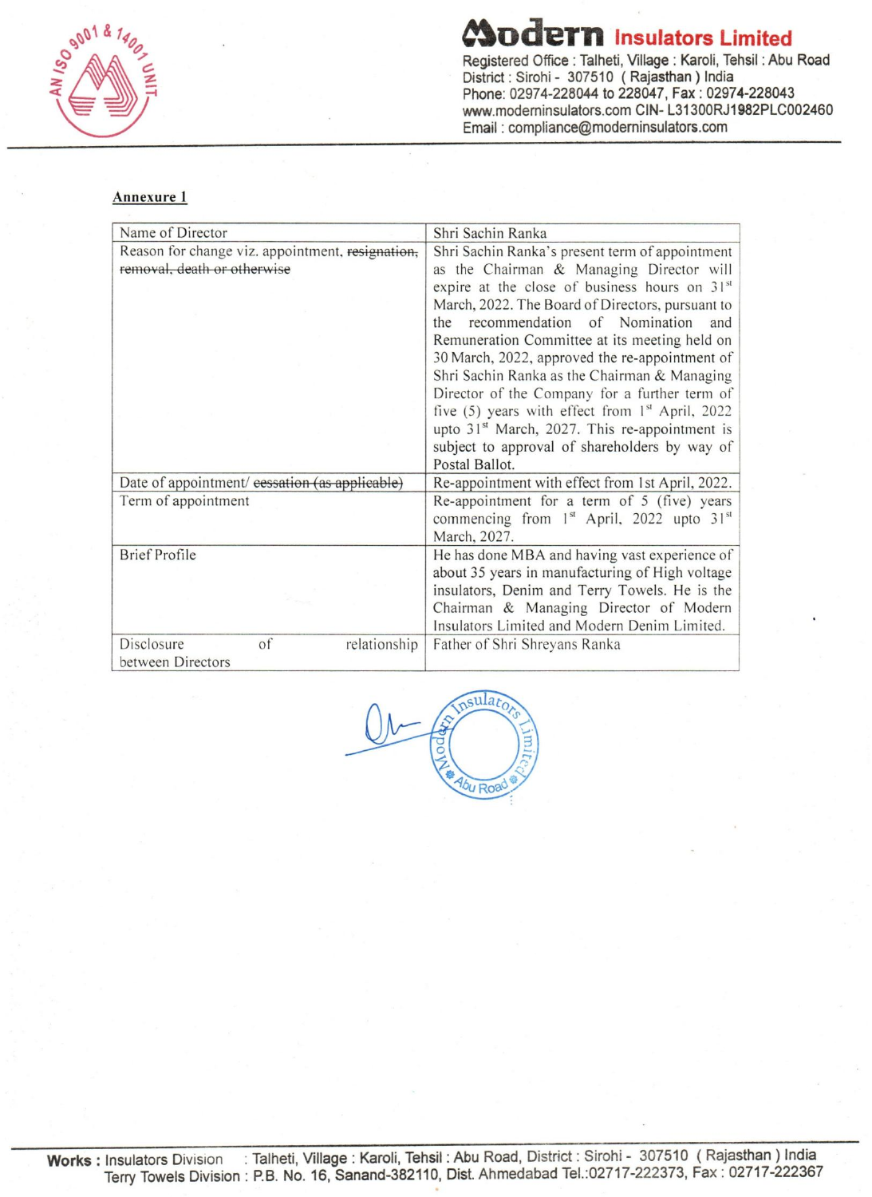# Modern Insulators Limited

Registered Office : Talheti, Village : Karoli, Tehsil : Abu Road
District : Sirohi - 307510 ( Rajasthan ) India
Phone: 02974-228044 to 228047, Fax : 02974-228043
www.moderninsulators.com CIN- L31300RJ1982PLC002460
Email : compliance@moderninsulators.com

**Annexure 1**

| Name of Director | Shri Sachin Ranka |
|---|---|
| Reason for change viz. appointment, ~~resignation, removal, death or otherwise~~ | Shri Sachin Ranka's present term of appointment as the Chairman & Managing Director will expire at the close of business hours on 31st March, 2022. The Board of Directors, pursuant to the recommendation of Nomination and Remuneration Committee at its meeting held on 30 March, 2022, approved the re-appointment of Shri Sachin Ranka as the Chairman & Managing Director of the Company for a further term of five (5) years with effect from 1st April, 2022 upto 31st March, 2027. This re-appointment is subject to approval of shareholders by way of Postal Ballot. |
| Date of appointment/ ~~cessation (as applicable)~~ | Re-appointment with effect from 1st April, 2022. |
| Term of appointment | Re-appointment for a term of 5 (five) years commencing from 1st April, 2022 upto 31st March, 2027. |
| Brief Profile | He has done MBA and having vast experience of about 35 years in manufacturing of High voltage insulators, Denim and Terry Towels. He is the Chairman & Managing Director of Modern Insulators Limited and Modern Denim Limited. |
| Disclosure of relationship between Directors | Father of Shri Shreyans Ranka |

**Works :** Insulators Division : Talheti, Village : Karoli, Tehsil : Abu Road, District : Sirohi - 307510 ( Rajasthan ) India
Terry Towels Division : P.B. No. 16, Sanand-382110, Dist. Ahmedabad Tel.:02717-222373, Fax : 02717-222367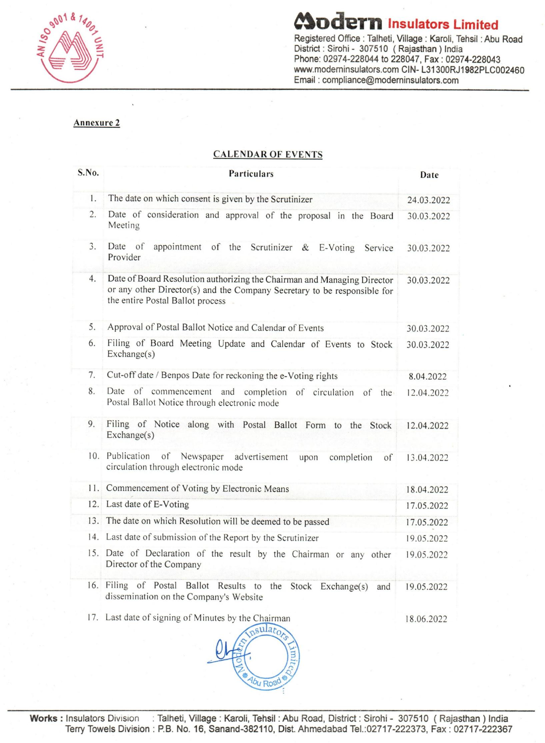**Modern Insulators Limited**

Registered Office : Talheti, Village : Karoli, Tehsil : Abu Road
District : Sirohi - 307510 ( Rajasthan ) India
Phone: 02974-228044 to 228047, Fax : 02974-228043
www.moderninsulators.com CIN- L31300RJ1982PLC002460
Email : compliance@moderninsulators.com

**Annexure 2**

## CALENDAR OF EVENTS

| S.No. | Particulars | Date |
|---|---|---|
| 1. | The date on which consent is given by the Scrutinizer | 24.03.2022 |
| 2. | Date of consideration and approval of the proposal in the Board Meeting | 30.03.2022 |
| 3. | Date of appointment of the Scrutinizer & E-Voting Service Provider | 30.03.2022 |
| 4. | Date of Board Resolution authorizing the Chairman and Managing Director or any other Director(s) and the Company Secretary to be responsible for the entire Postal Ballot process | 30.03.2022 |
| 5. | Approval of Postal Ballot Notice and Calendar of Events | 30.03.2022 |
| 6. | Filing of Board Meeting Update and Calendar of Events to Stock Exchange(s) | 30.03.2022 |
| 7. | Cut-off date / Benpos Date for reckoning the e-Voting rights | 8.04.2022 |
| 8. | Date of commencement and completion of circulation of the Postal Ballot Notice through electronic mode | 12.04.2022 |
| 9. | Filing of Notice along with Postal Ballot Form to the Stock Exchange(s) | 12.04.2022 |
| 10. | Publication of Newspaper advertisement upon completion of circulation through electronic mode | 13.04.2022 |
| 11. | Commencement of Voting by Electronic Means | 18.04.2022 |
| 12. | Last date of E-Voting | 17.05.2022 |
| 13. | The date on which Resolution will be deemed to be passed | 17.05.2022 |
| 14. | Last date of submission of the Report by the Scrutinizer | 19.05.2022 |
| 15. | Date of Declaration of the result by the Chairman or any other Director of the Company | 19.05.2022 |
| 16. | Filing of Postal Ballot Results to the Stock Exchange(s) and dissemination on the Company's Website | 19.05.2022 |
| 17. | Last date of signing of Minutes by the Chairman | 18.06.2022 |

**Works :** Insulators Division : Talheti, Village : Karoli, Tehsil : Abu Road, District : Sirohi - 307510 ( Rajasthan ) India
Terry Towels Division : P.B. No. 16, Sanand-382110, Dist. Ahmedabad Tel.:02717-222373, Fax : 02717-222367